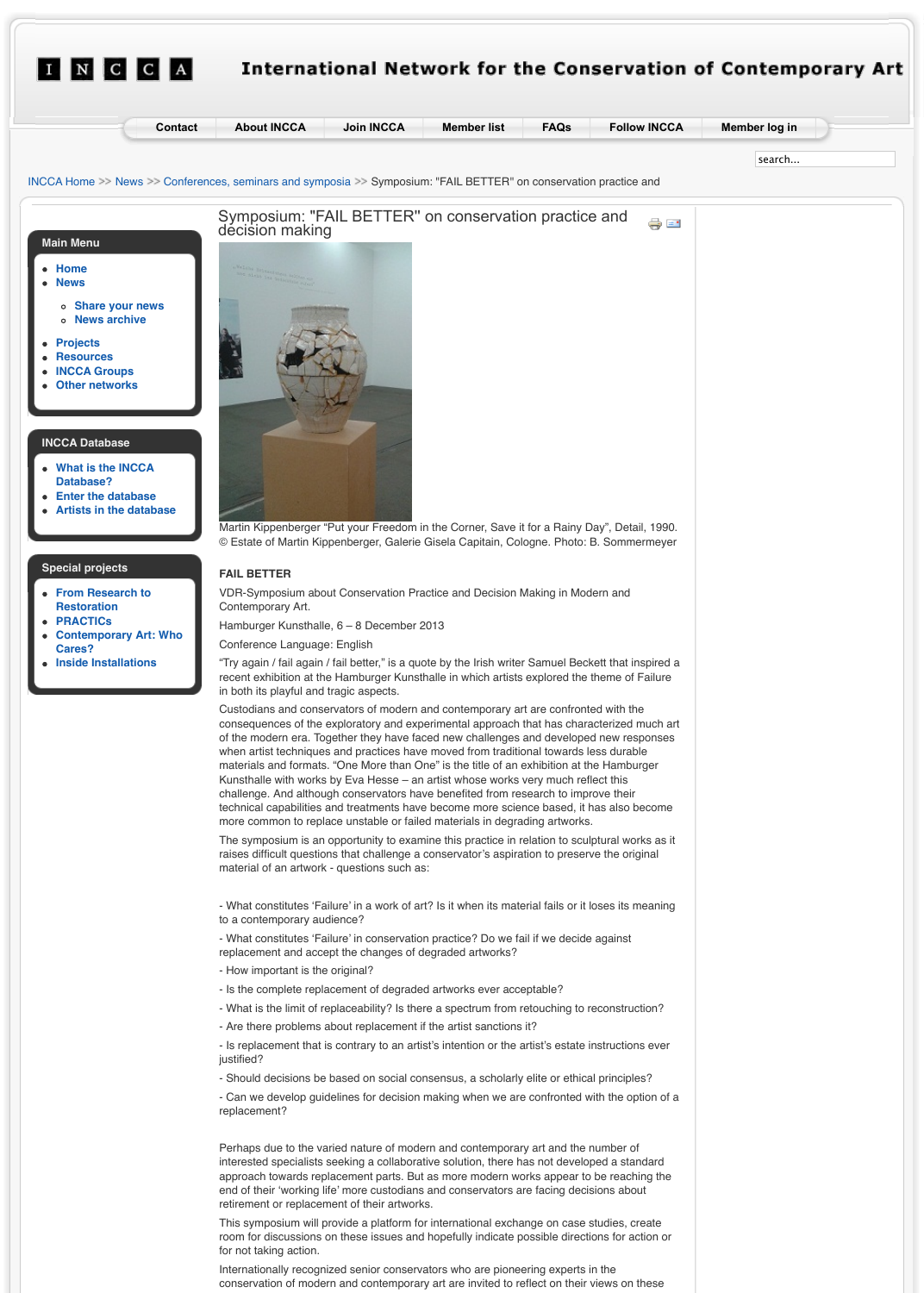# International Network for the Conservation of Contemporary Art

Contact | About INCCA | Join INCCA | Member list | FAQs | Follow INCCA | Member log in

INCCA Home >> News >> Conferences, seminars and symposia >> Symposium: "FAIL BETTER" on conservation practice and

**Main Menu**

- Home
- News
  - Share your news
  - News archive
- Projects
- Resources
- INCCA Groups
- Other networks

**INCCA Database**

- What is the INCCA Database?
- Enter the database
- Artists in the database

**Special projects**

- From Research to Restoration
- PRACTICs
- Contemporary Art: Who Cares?
- Inside Installations

## Symposium: "FAIL BETTER" on conservation practice and decision making

Martin Kippenberger "Put your Freedom in the Corner, Save it for a Rainy Day", Detail, 1990. © Estate of Martin Kippenberger, Galerie Gisela Capitain, Cologne. Photo: B. Sommermeyer

**FAIL BETTER**

VDR-Symposium about Conservation Practice and Decision Making in Modern and Contemporary Art.

Hamburger Kunsthalle, 6 – 8 December 2013

Conference Language: English

"Try again / fail again / fail better," is a quote by the Irish writer Samuel Beckett that inspired a recent exhibition at the Hamburger Kunsthalle in which artists explored the theme of Failure in both its playful and tragic aspects.

Custodians and conservators of modern and contemporary art are confronted with the consequences of the exploratory and experimental approach that has characterized much art of the modern era. Together they have faced new challenges and developed new responses when artist techniques and practices have moved from traditional towards less durable materials and formats. "One More than One" is the title of an exhibition at the Hamburger Kunsthalle with works by Eva Hesse – an artist whose works very much reflect this challenge. And although conservators have benefited from research to improve their technical capabilities and treatments have become more science based, it has also become more common to replace unstable or failed materials in degrading artworks.

The symposium is an opportunity to examine this practice in relation to sculptural works as it raises difficult questions that challenge a conservator's aspiration to preserve the original material of an artwork - questions such as:

- What constitutes 'Failure' in a work of art? Is it when its material fails or it loses its meaning to a contemporary audience?

- What constitutes 'Failure' in conservation practice? Do we fail if we decide against replacement and accept the changes of degraded artworks?

- How important is the original?

- Is the complete replacement of degraded artworks ever acceptable?

- What is the limit of replaceability? Is there a spectrum from retouching to reconstruction?

- Are there problems about replacement if the artist sanctions it?

- Is replacement that is contrary to an artist's intention or the artist's estate instructions ever justified?

- Should decisions be based on social consensus, a scholarly elite or ethical principles?

- Can we develop guidelines for decision making when we are confronted with the option of a replacement?

Perhaps due to the varied nature of modern and contemporary art and the number of interested specialists seeking a collaborative solution, there has not developed a standard approach towards replacement parts. But as more modern works appear to be reaching the end of their 'working life' more custodians and conservators are facing decisions about retirement or replacement of their artworks.

This symposium will provide a platform for international exchange on case studies, create room for discussions on these issues and hopefully indicate possible directions for action or for not taking action.

Internationally recognized senior conservators who are pioneering experts in the conservation of modern and contemporary art are invited to reflect on their views on these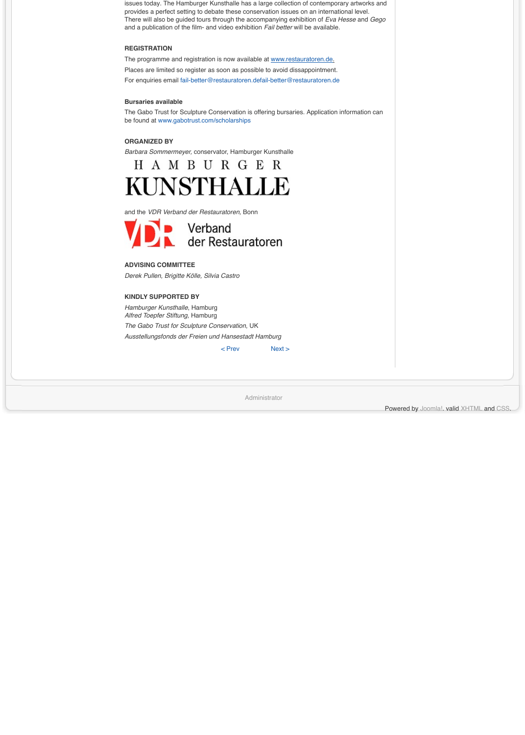issues today. The Hamburger Kunsthalle has a large collection of contemporary artworks and provides a perfect setting to debate these conservation issues on an international level. There will also be guided tours through the accompanying exhibition of *Eva Hesse* and *Gego* and a publication of the film- and video exhibition *Fail better* will be available.

**REGISTRATION**

The programme and registration is now available at www.restauratoren.de.

Places are limited so register as soon as possible to avoid dissappointment.

For enquiries email fail-better@restauratoren.defail-better@restauratoren.de

**Bursaries available**

The Gabo Trust for Sculpture Conservation is offering bursaries. Application information can be found at www.gabotrust.com/scholarships

**ORGANIZED BY**

*Barbara Sommermeyer,* conservator, Hamburger Kunsthalle

HAMBURGER KUNSTHALLE

and the *VDR Verband der Restauratoren,* Bonn

VDR Verband der Restauratoren

**ADVISING COMMITTEE**

*Derek Pullen, Brigitte Kölle, Silvia Castro*

**KINDLY SUPPORTED BY**

*Hamburger Kunsthalle*, Hamburg
*Alfred Toepfer Stiftung,* Hamburg
*The Gabo Trust for Sculpture Conservation*, UK
*Ausstellungsfonds der Freien und Hansestadt Hamburg*

< Prev Next >

Administrator

Powered by Joomla!. valid XHTML and CSS.